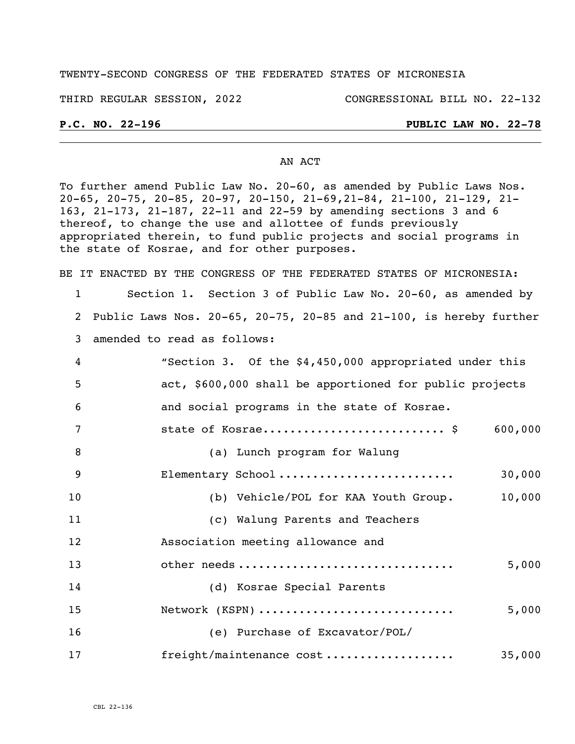TWENTY-SECOND CONGRESS OF THE FEDERATED STATES OF MICRONESIA

THIRD REGULAR SESSION, 2022 CONGRESSIONAL BILL NO. 22-132

**P.C. NO. 22-196** **PUBLIC LAW NO. 22-78**

AN ACT

To further amend Public Law No. 20-60, as amended by Public Laws Nos. 20-65, 20-75, 20-85, 20-97, 20-150, 21-69,21-84, 21-100, 21-129, 21-163, 21-173, 21-187, 22-11 and 22-59 by amending sections 3 and 6 thereof, to change the use and allottee of funds previously appropriated therein, to fund public projects and social programs in the state of Kosrae, and for other purposes.

BE IT ENACTED BY THE CONGRESS OF THE FEDERATED STATES OF MICRONESIA:

Section 1. Section 3 of Public Law No. 20-60, as amended by Public Laws Nos. 20-65, 20-75, 20-85 and 21-100, is hereby further amended to read as follows:

"Section 3. Of the $4,450,000 appropriated under this act, $600,000 shall be apportioned for public projects and social programs in the state of Kosrae.

state of Kosrae.......................... $ 600,000

(a) Lunch program for Walung Elementary School ......................... 30,000

(b) Vehicle/POL for KAA Youth Group. 10,000

(c) Walung Parents and Teachers Association meeting allowance and other needs ............................... 5,000

(d) Kosrae Special Parents Network (KSPN) ............................ 5,000

(e) Purchase of Excavator/POL/ freight/maintenance cost .................. 35,000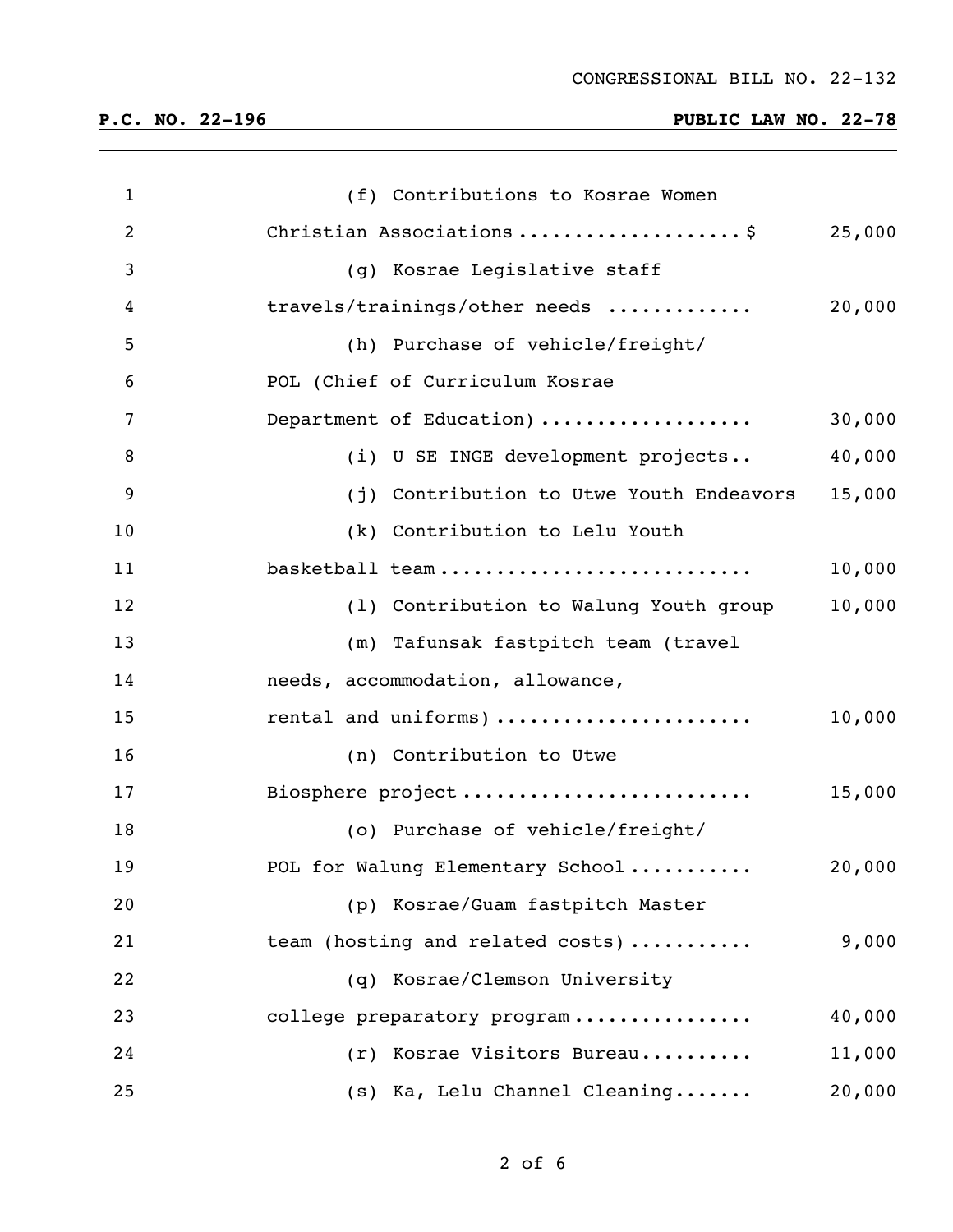(f) Contributions to Kosrae Women Christian Associations ..................$ 25,000

(g) Kosrae Legislative staff travels/trainings/other needs ............ 20,000

(h) Purchase of vehicle/freight/ POL (Chief of Curriculum Kosrae Department of Education) .................. 30,000

(i) U SE INGE development projects.. 40,000

(j) Contribution to Utwe Youth Endeavors 15,000

(k) Contribution to Lelu Youth basketball team ........................... 10,000

(l) Contribution to Walung Youth group 10,000

(m) Tafunsak fastpitch team (travel needs, accommodation, allowance, rental and uniforms) ...................... 10,000

(n) Contribution to Utwe Biosphere project ......................... 15,000

(o) Purchase of vehicle/freight/ POL for Walung Elementary School ........... 20,000

(p) Kosrae/Guam fastpitch Master team (hosting and related costs) ........... 9,000

(q) Kosrae/Clemson University college preparatory program ................ 40,000

(r) Kosrae Visitors Bureau.......... 11,000

(s) Ka, Lelu Channel Cleaning....... 20,000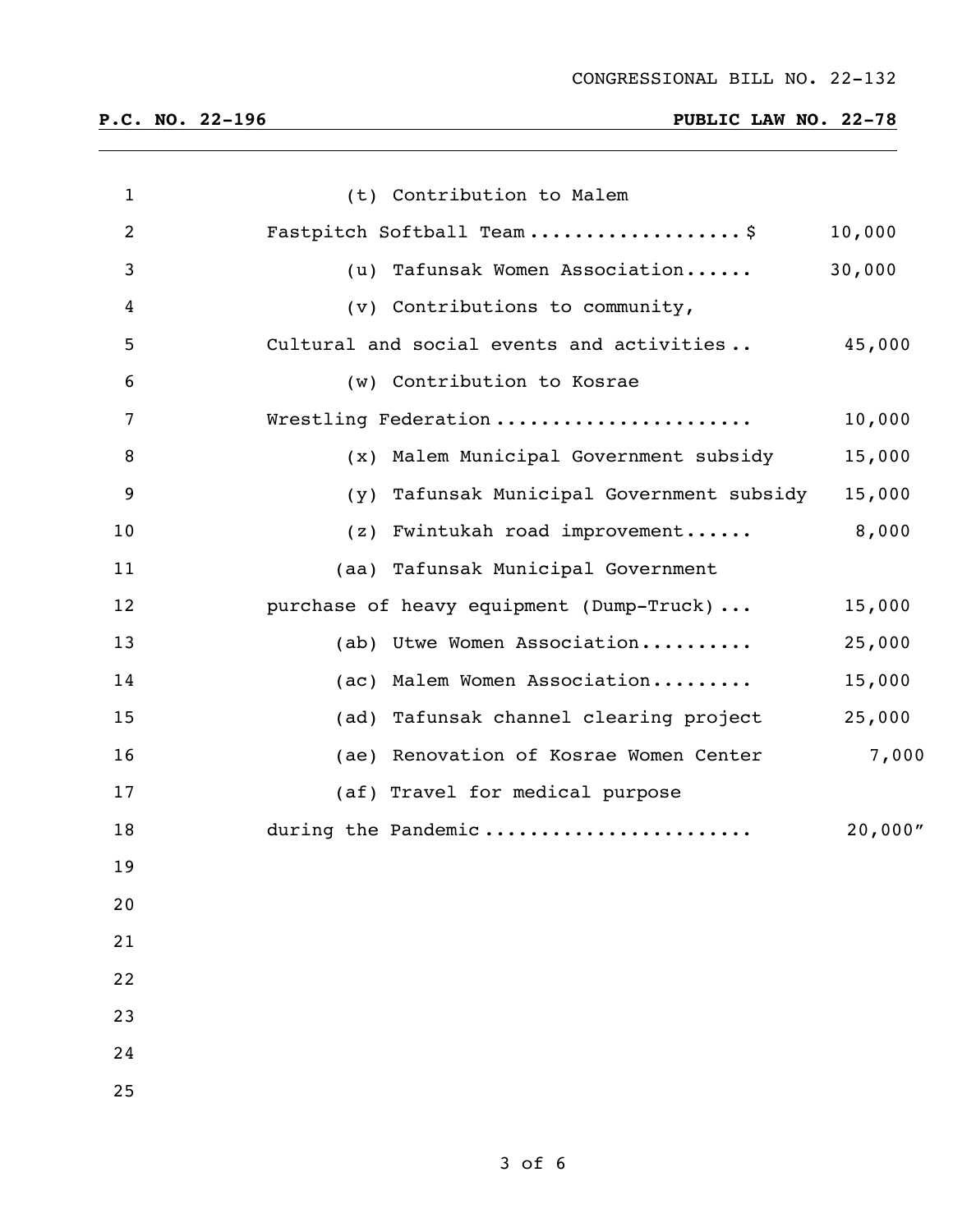(t) Contribution to Malem Fastpitch Softball Team .................. $ 10,000

(u) Tafunsak Women Association...... 30,000

(v) Contributions to community, Cultural and social events and activities .. 45,000

(w) Contribution to Kosrae Wrestling Federation ...................... 10,000

(x) Malem Municipal Government subsidy 15,000

(y) Tafunsak Municipal Government subsidy 15,000

(z) Fwintukah road improvement...... 8,000

(aa) Tafunsak Municipal Government purchase of heavy equipment (Dump-Truck) ... 15,000

(ab) Utwe Women Association.......... 25,000

(ac) Malem Women Association......... 15,000

(ad) Tafunsak channel clearing project 25,000

(ae) Renovation of Kosrae Women Center 7,000

(af) Travel for medical purpose during the Pandemic ....................... 20,000"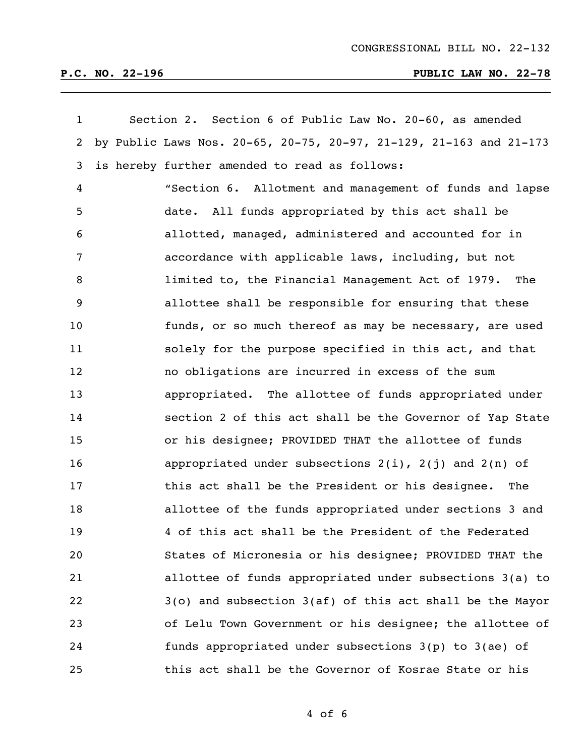Section 2. Section 6 of Public Law No. 20-60, as amended by Public Laws Nos. 20-65, 20-75, 20-97, 21-129, 21-163 and 21-173 is hereby further amended to read as follows:

"Section 6. Allotment and management of funds and lapse date. All funds appropriated by this act shall be allotted, managed, administered and accounted for in accordance with applicable laws, including, but not limited to, the Financial Management Act of 1979. The allottee shall be responsible for ensuring that these funds, or so much thereof as may be necessary, are used solely for the purpose specified in this act, and that no obligations are incurred in excess of the sum appropriated. The allottee of funds appropriated under section 2 of this act shall be the Governor of Yap State or his designee; PROVIDED THAT the allottee of funds appropriated under subsections 2(i), 2(j) and 2(n) of this act shall be the President or his designee. The allottee of the funds appropriated under sections 3 and 4 of this act shall be the President of the Federated States of Micronesia or his designee; PROVIDED THAT the allottee of funds appropriated under subsections 3(a) to 3(o) and subsection 3(af) of this act shall be the Mayor of Lelu Town Government or his designee; the allottee of funds appropriated under subsections 3(p) to 3(ae) of this act shall be the Governor of Kosrae State or his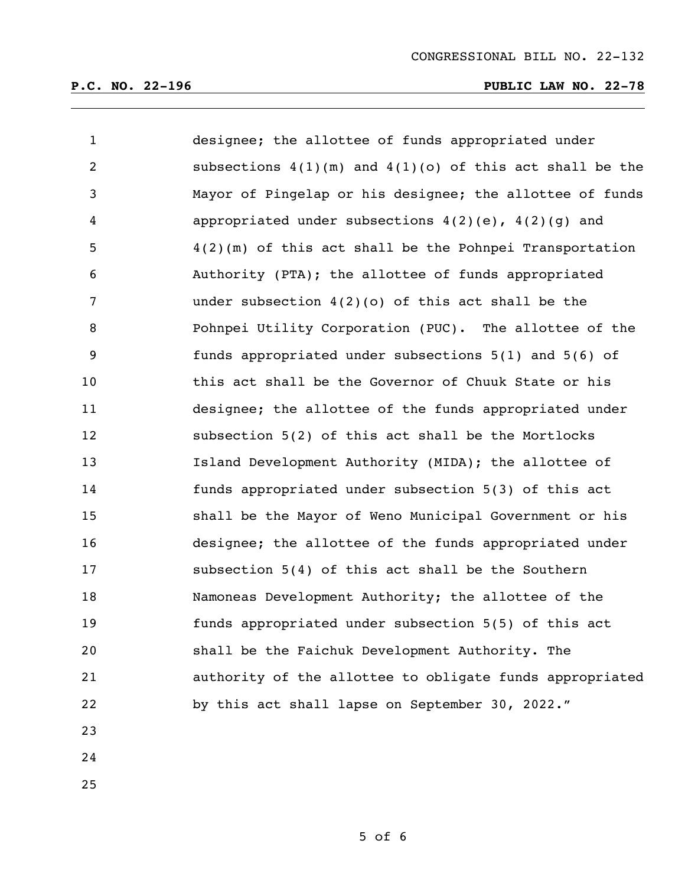designee; the allottee of funds appropriated under subsections 4(1)(m) and 4(1)(o) of this act shall be the Mayor of Pingelap or his designee; the allottee of funds appropriated under subsections 4(2)(e), 4(2)(g) and 4(2)(m) of this act shall be the Pohnpei Transportation Authority (PTA); the allottee of funds appropriated under subsection 4(2)(o) of this act shall be the Pohnpei Utility Corporation (PUC). The allottee of the funds appropriated under subsections 5(1) and 5(6) of this act shall be the Governor of Chuuk State or his designee; the allottee of the funds appropriated under subsection 5(2) of this act shall be the Mortlocks Island Development Authority (MIDA); the allottee of funds appropriated under subsection 5(3) of this act shall be the Mayor of Weno Municipal Government or his designee; the allottee of the funds appropriated under subsection 5(4) of this act shall be the Southern Namoneas Development Authority; the allottee of the funds appropriated under subsection 5(5) of this act shall be the Faichuk Development Authority. The authority of the allottee to obligate funds appropriated by this act shall lapse on September 30, 2022."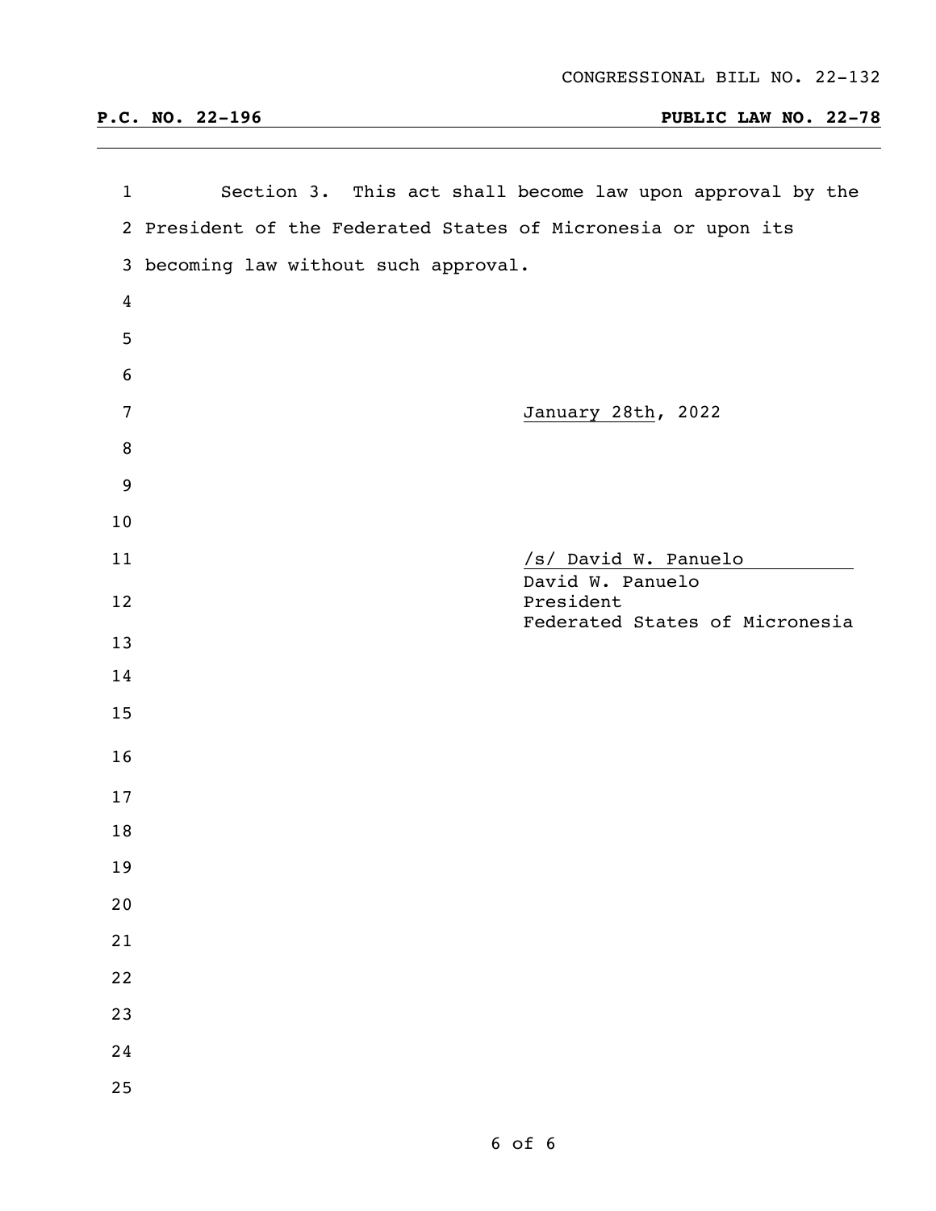Section 3. This act shall become law upon approval by the President of the Federated States of Micronesia or upon its becoming law without such approval.

January 28th, 2022

/s/ David W. Panuelo
David W. Panuelo
President
Federated States of Micronesia